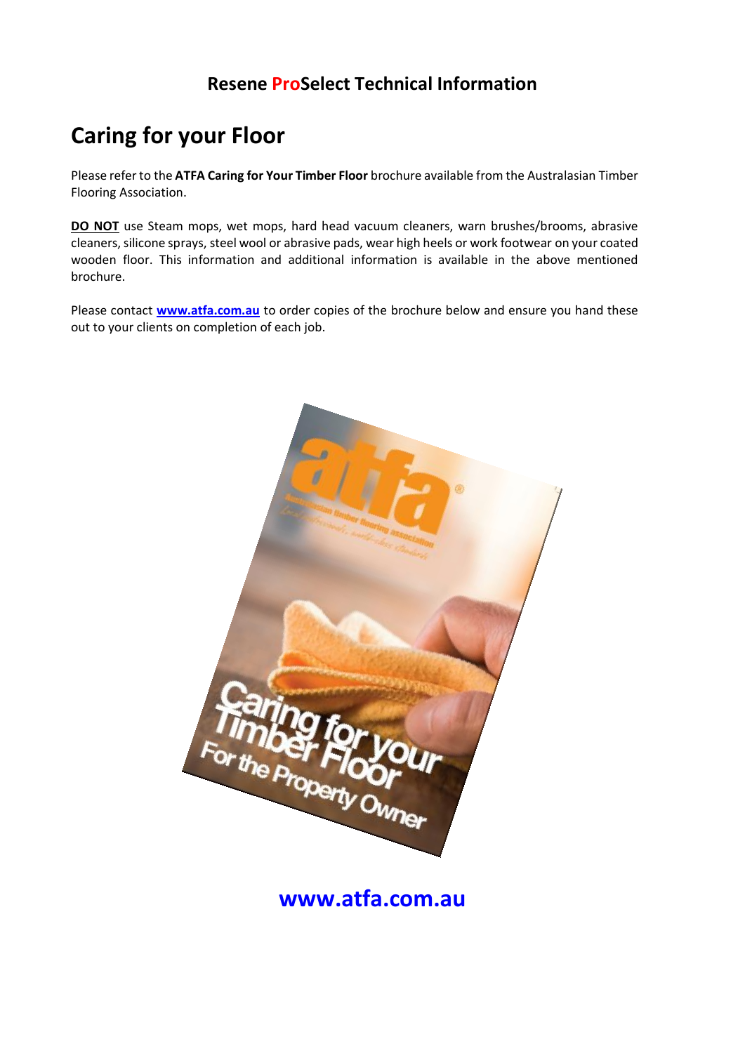# Resene ProSelect Technical Information

## Caring for your Floor

Please refer to the **ATFA Caring for Your Timber Floor** brochure available from the Australasian Timber Flooring Association.

**DO NOT** use Steam mops, wet mops, hard head vacuum cleaners, warn brushes/brooms, abrasive cleaners, silicone sprays, steel wool or abrasive pads, wear high heels or work footwear on your coated wooden floor. This information and additional information is available in the above mentioned brochure.

Please contact **www.atfa.com.au** to order copies of the brochure below and ensure you hand these out to your clients on completion of each job.

**www.atfa.com.au**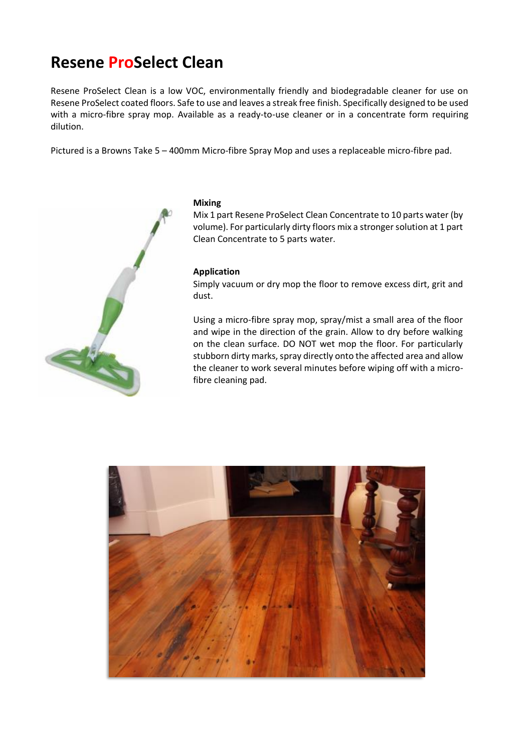# Resene ProSelect Clean

Resene ProSelect Clean is a low VOC, environmentally friendly and biodegradable cleaner for use on Resene ProSelect coated floors. Safe to use and leaves a streak free finish. Specifically designed to be used with a micro-fibre spray mop. Available as a ready-to-use cleaner or in a concentrate form requiring dilution.

Pictured is a Browns Take 5 – 400mm Micro-fibre Spray Mop and uses a replaceable micro-fibre pad.

**Mixing**

Mix 1 part Resene ProSelect Clean Concentrate to 10 parts water (by volume). For particularly dirty floors mix a stronger solution at 1 part Clean Concentrate to 5 parts water.

**Application**

Simply vacuum or dry mop the floor to remove excess dirt, grit and dust.

Using a micro-fibre spray mop, spray/mist a small area of the floor and wipe in the direction of the grain. Allow to dry before walking on the clean surface. DO NOT wet mop the floor. For particularly stubborn dirty marks, spray directly onto the affected area and allow the cleaner to work several minutes before wiping off with a micro-fibre cleaning pad.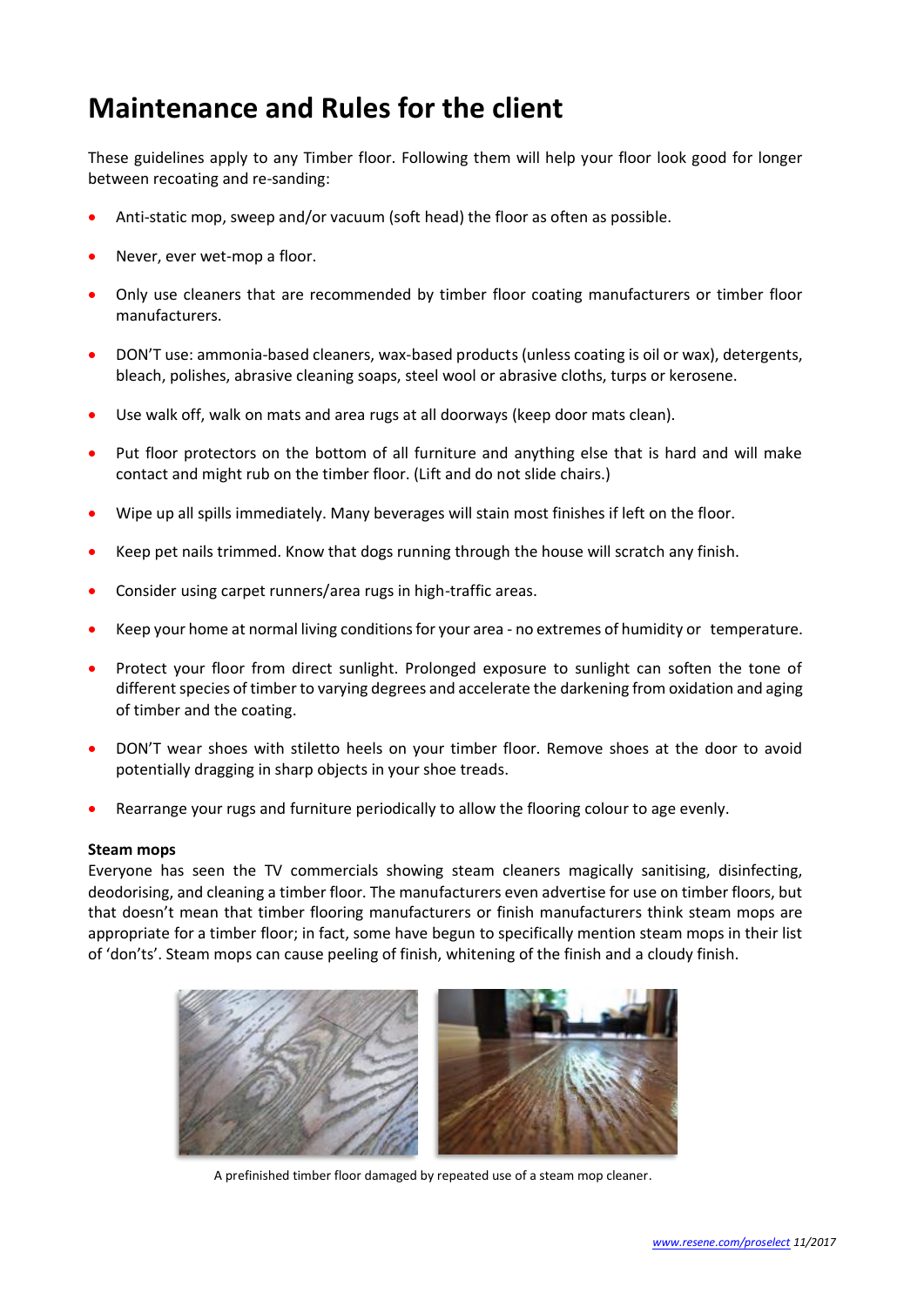# Maintenance and Rules for the client

These guidelines apply to any Timber floor. Following them will help your floor look good for longer between recoating and re-sanding:

- Anti-static mop, sweep and/or vacuum (soft head) the floor as often as possible.
- Never, ever wet-mop a floor.
- Only use cleaners that are recommended by timber floor coating manufacturers or timber floor manufacturers.
- DON'T use: ammonia-based cleaners, wax-based products (unless coating is oil or wax), detergents, bleach, polishes, abrasive cleaning soaps, steel wool or abrasive cloths, turps or kerosene.
- Use walk off, walk on mats and area rugs at all doorways (keep door mats clean).
- Put floor protectors on the bottom of all furniture and anything else that is hard and will make contact and might rub on the timber floor. (Lift and do not slide chairs.)
- Wipe up all spills immediately. Many beverages will stain most finishes if left on the floor.
- Keep pet nails trimmed. Know that dogs running through the house will scratch any finish.
- Consider using carpet runners/area rugs in high-traffic areas.
- Keep your home at normal living conditions for your area - no extremes of humidity or temperature.
- Protect your floor from direct sunlight. Prolonged exposure to sunlight can soften the tone of different species of timber to varying degrees and accelerate the darkening from oxidation and aging of timber and the coating.
- DON'T wear shoes with stiletto heels on your timber floor. Remove shoes at the door to avoid potentially dragging in sharp objects in your shoe treads.
- Rearrange your rugs and furniture periodically to allow the flooring colour to age evenly.

**Steam mops**

Everyone has seen the TV commercials showing steam cleaners magically sanitising, disinfecting, deodorising, and cleaning a timber floor. The manufacturers even advertise for use on timber floors, but that doesn't mean that timber flooring manufacturers or finish manufacturers think steam mops are appropriate for a timber floor; in fact, some have begun to specifically mention steam mops in their list of 'don'ts'. Steam mops can cause peeling of finish, whitening of the finish and a cloudy finish.

A prefinished timber floor damaged by repeated use of a steam mop cleaner.